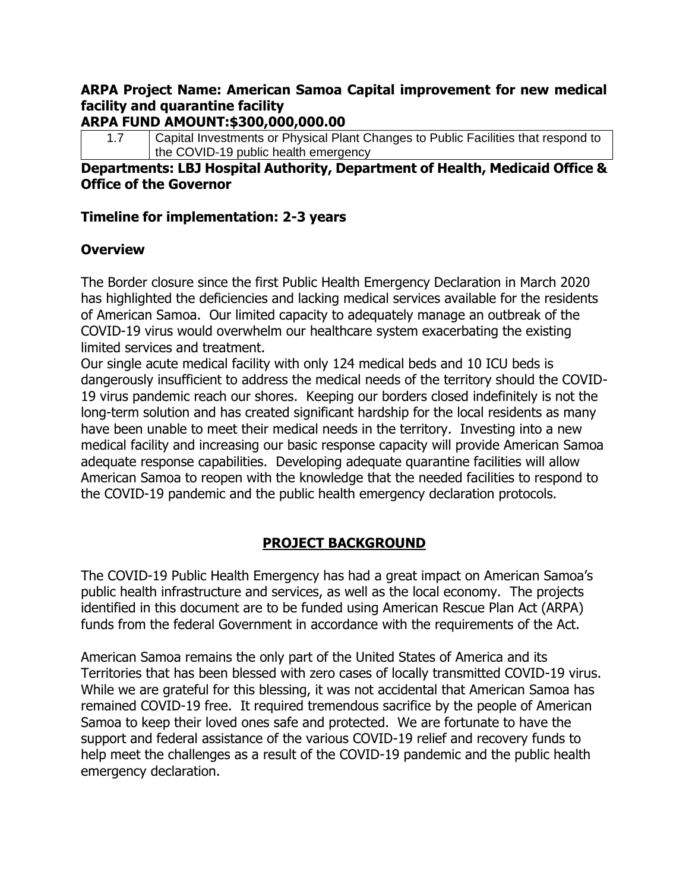**ARPA Project Name: American Samoa Capital improvement for new medical facility and quarantine facility**
**ARPA FUND AMOUNT:$300,000,000.00**

| 1.7 | Capital Investments or Physical Plant Changes to Public Facilities that respond to the COVID-19 public health emergency |
|---|---|

**Departments: LBJ Hospital Authority, Department of Health, Medicaid Office & Office of the Governor**

## Timeline for implementation: 2-3 years

## Overview

The Border closure since the first Public Health Emergency Declaration in March 2020 has highlighted the deficiencies and lacking medical services available for the residents of American Samoa. Our limited capacity to adequately manage an outbreak of the COVID-19 virus would overwhelm our healthcare system exacerbating the existing limited services and treatment.

Our single acute medical facility with only 124 medical beds and 10 ICU beds is dangerously insufficient to address the medical needs of the territory should the COVID-19 virus pandemic reach our shores. Keeping our borders closed indefinitely is not the long-term solution and has created significant hardship for the local residents as many have been unable to meet their medical needs in the territory. Investing into a new medical facility and increasing our basic response capacity will provide American Samoa adequate response capabilities. Developing adequate quarantine facilities will allow American Samoa to reopen with the knowledge that the needed facilities to respond to the COVID-19 pandemic and the public health emergency declaration protocols.

## PROJECT BACKGROUND

The COVID-19 Public Health Emergency has had a great impact on American Samoa's public health infrastructure and services, as well as the local economy. The projects identified in this document are to be funded using American Rescue Plan Act (ARPA) funds from the federal Government in accordance with the requirements of the Act.

American Samoa remains the only part of the United States of America and its Territories that has been blessed with zero cases of locally transmitted COVID-19 virus. While we are grateful for this blessing, it was not accidental that American Samoa has remained COVID-19 free. It required tremendous sacrifice by the people of American Samoa to keep their loved ones safe and protected. We are fortunate to have the support and federal assistance of the various COVID-19 relief and recovery funds to help meet the challenges as a result of the COVID-19 pandemic and the public health emergency declaration.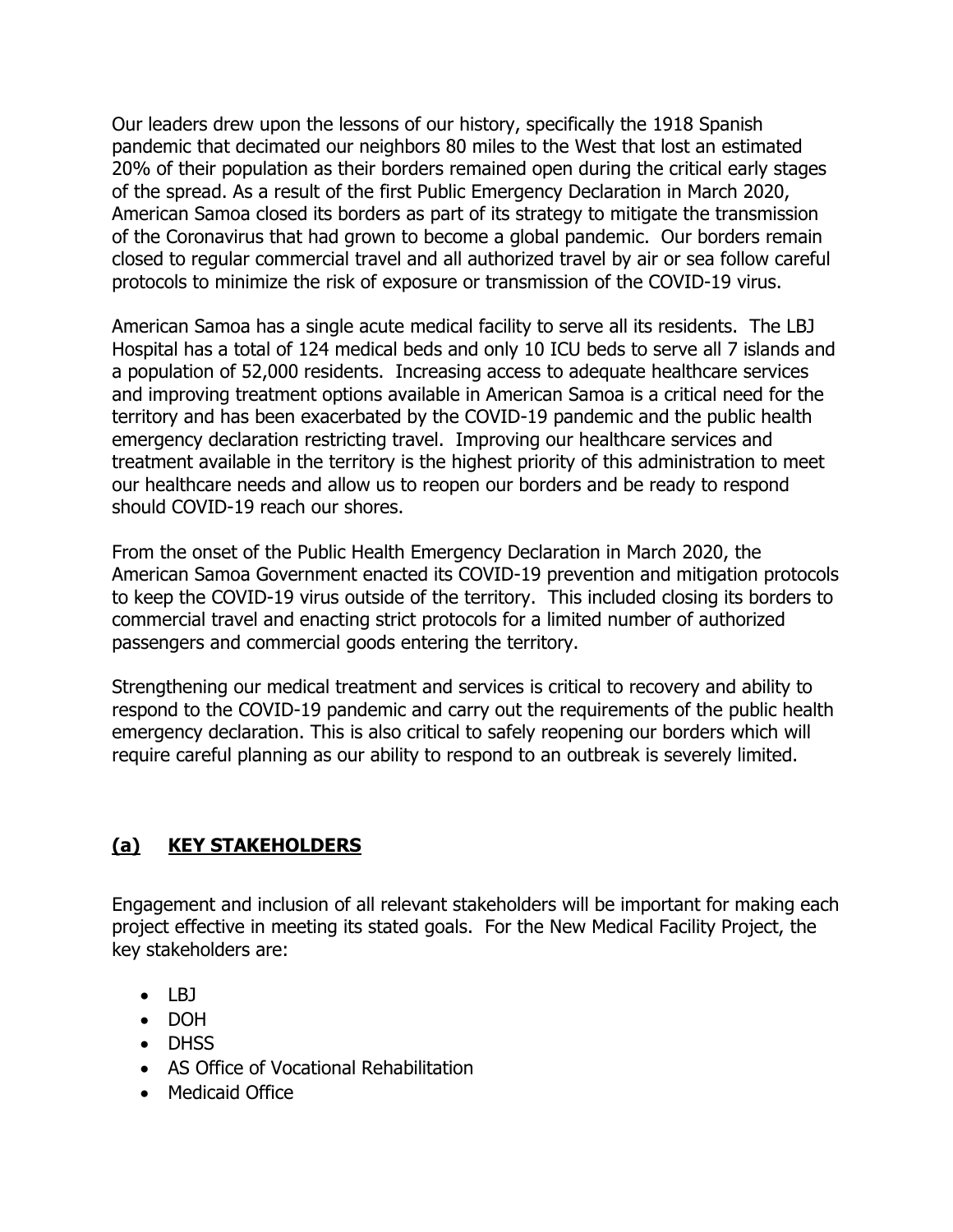Our leaders drew upon the lessons of our history, specifically the 1918 Spanish pandemic that decimated our neighbors 80 miles to the West that lost an estimated 20% of their population as their borders remained open during the critical early stages of the spread. As a result of the first Public Emergency Declaration in March 2020, American Samoa closed its borders as part of its strategy to mitigate the transmission of the Coronavirus that had grown to become a global pandemic. Our borders remain closed to regular commercial travel and all authorized travel by air or sea follow careful protocols to minimize the risk of exposure or transmission of the COVID-19 virus.

American Samoa has a single acute medical facility to serve all its residents. The LBJ Hospital has a total of 124 medical beds and only 10 ICU beds to serve all 7 islands and a population of 52,000 residents. Increasing access to adequate healthcare services and improving treatment options available in American Samoa is a critical need for the territory and has been exacerbated by the COVID-19 pandemic and the public health emergency declaration restricting travel. Improving our healthcare services and treatment available in the territory is the highest priority of this administration to meet our healthcare needs and allow us to reopen our borders and be ready to respond should COVID-19 reach our shores.

From the onset of the Public Health Emergency Declaration in March 2020, the American Samoa Government enacted its COVID-19 prevention and mitigation protocols to keep the COVID-19 virus outside of the territory. This included closing its borders to commercial travel and enacting strict protocols for a limited number of authorized passengers and commercial goods entering the territory.

Strengthening our medical treatment and services is critical to recovery and ability to respond to the COVID-19 pandemic and carry out the requirements of the public health emergency declaration. This is also critical to safely reopening our borders which will require careful planning as our ability to respond to an outbreak is severely limited.

## (a) KEY STAKEHOLDERS

Engagement and inclusion of all relevant stakeholders will be important for making each project effective in meeting its stated goals. For the New Medical Facility Project, the key stakeholders are:

- LBJ
- DOH
- DHSS
- AS Office of Vocational Rehabilitation
- Medicaid Office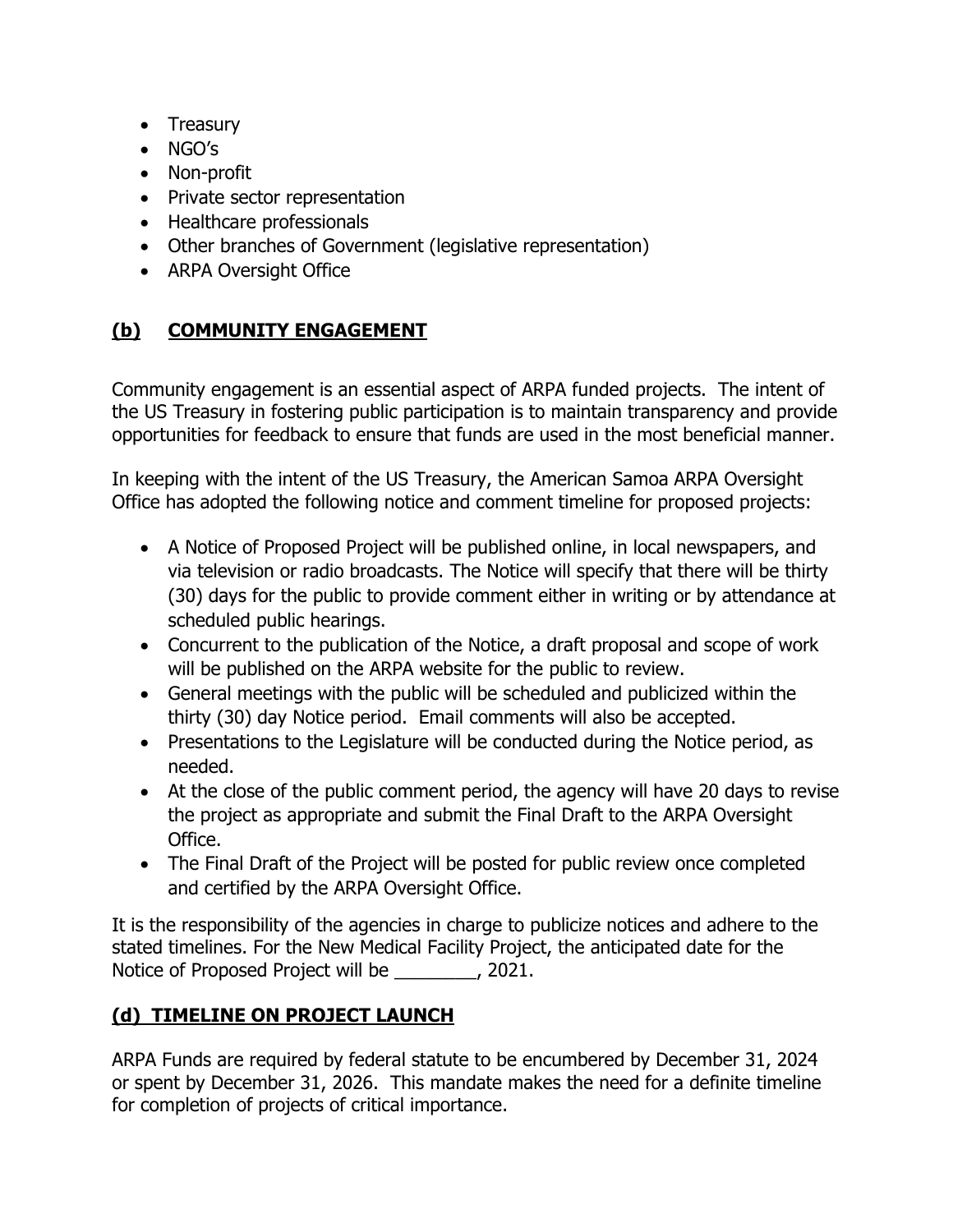- Treasury
- NGO's
- Non-profit
- Private sector representation
- Healthcare professionals
- Other branches of Government (legislative representation)
- ARPA Oversight Office

## **(b) COMMUNITY ENGAGEMENT**

Community engagement is an essential aspect of ARPA funded projects. The intent of the US Treasury in fostering public participation is to maintain transparency and provide opportunities for feedback to ensure that funds are used in the most beneficial manner.

In keeping with the intent of the US Treasury, the American Samoa ARPA Oversight Office has adopted the following notice and comment timeline for proposed projects:

- A Notice of Proposed Project will be published online, in local newspapers, and via television or radio broadcasts. The Notice will specify that there will be thirty (30) days for the public to provide comment either in writing or by attendance at scheduled public hearings.
- Concurrent to the publication of the Notice, a draft proposal and scope of work will be published on the ARPA website for the public to review.
- General meetings with the public will be scheduled and publicized within the thirty (30) day Notice period. Email comments will also be accepted.
- Presentations to the Legislature will be conducted during the Notice period, as needed.
- At the close of the public comment period, the agency will have 20 days to revise the project as appropriate and submit the Final Draft to the ARPA Oversight Office.
- The Final Draft of the Project will be posted for public review once completed and certified by the ARPA Oversight Office.

It is the responsibility of the agencies in charge to publicize notices and adhere to the stated timelines. For the New Medical Facility Project, the anticipated date for the Notice of Proposed Project will be ________, 2021.

## **(d) TIMELINE ON PROJECT LAUNCH**

ARPA Funds are required by federal statute to be encumbered by December 31, 2024 or spent by December 31, 2026. This mandate makes the need for a definite timeline for completion of projects of critical importance.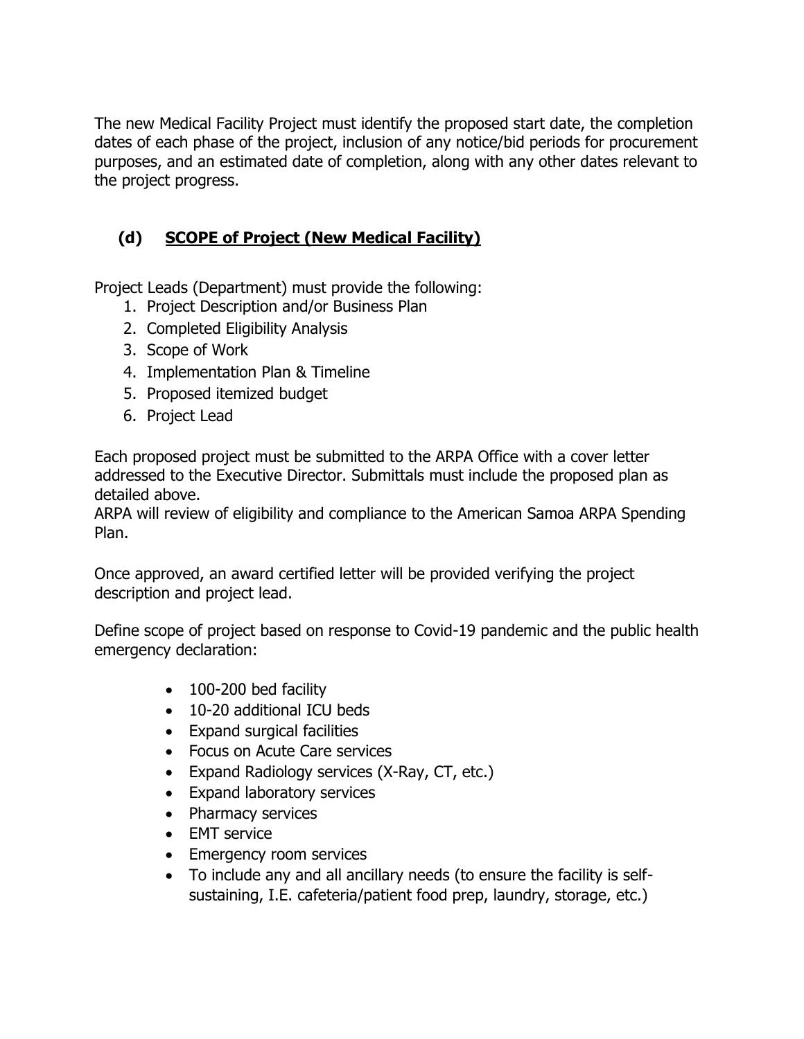The new Medical Facility Project must identify the proposed start date, the completion dates of each phase of the project, inclusion of any notice/bid periods for procurement purposes, and an estimated date of completion, along with any other dates relevant to the project progress.

## (d) SCOPE of Project (New Medical Facility)

Project Leads (Department) must provide the following:

1. Project Description and/or Business Plan
2. Completed Eligibility Analysis
3. Scope of Work
4. Implementation Plan & Timeline
5. Proposed itemized budget
6. Project Lead

Each proposed project must be submitted to the ARPA Office with a cover letter addressed to the Executive Director. Submittals must include the proposed plan as detailed above.
ARPA will review of eligibility and compliance to the American Samoa ARPA Spending Plan.

Once approved, an award certified letter will be provided verifying the project description and project lead.

Define scope of project based on response to Covid-19 pandemic and the public health emergency declaration:

- 100-200 bed facility
- 10-20 additional ICU beds
- Expand surgical facilities
- Focus on Acute Care services
- Expand Radiology services (X-Ray, CT, etc.)
- Expand laboratory services
- Pharmacy services
- EMT service
- Emergency room services
- To include any and all ancillary needs (to ensure the facility is self-sustaining, I.E. cafeteria/patient food prep, laundry, storage, etc.)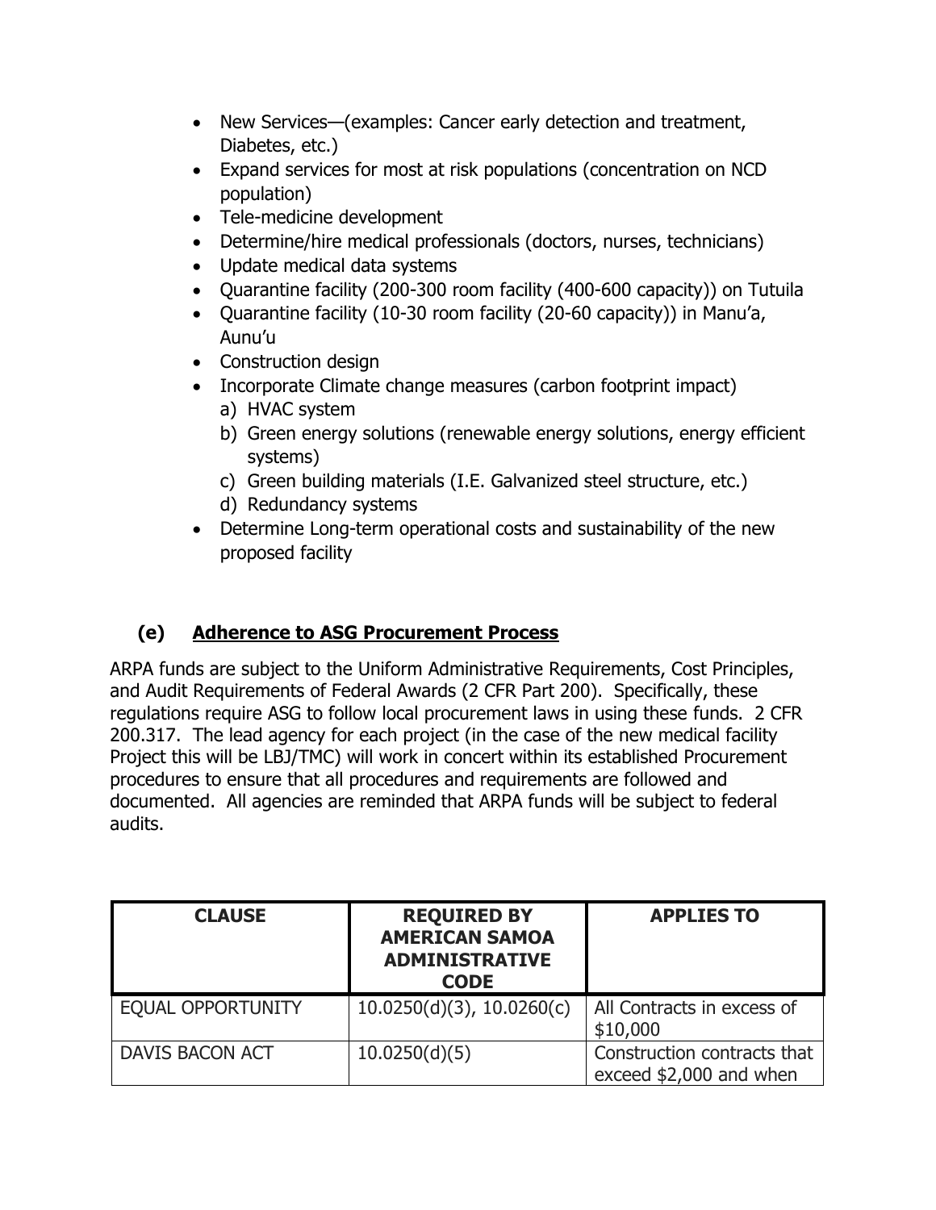- New Services—(examples: Cancer early detection and treatment, Diabetes, etc.)
- Expand services for most at risk populations (concentration on NCD population)
- Tele-medicine development
- Determine/hire medical professionals (doctors, nurses, technicians)
- Update medical data systems
- Quarantine facility (200-300 room facility (400-600 capacity)) on Tutuila
- Quarantine facility (10-30 room facility (20-60 capacity)) in Manu'a, Aunu'u
- Construction design
- Incorporate Climate change measures (carbon footprint impact)
  a) HVAC system
  b) Green energy solutions (renewable energy solutions, energy efficient systems)
  c) Green building materials (I.E. Galvanized steel structure, etc.)
  d) Redundancy systems
- Determine Long-term operational costs and sustainability of the new proposed facility

## (e) Adherence to ASG Procurement Process

ARPA funds are subject to the Uniform Administrative Requirements, Cost Principles, and Audit Requirements of Federal Awards (2 CFR Part 200). Specifically, these regulations require ASG to follow local procurement laws in using these funds. 2 CFR 200.317. The lead agency for each project (in the case of the new medical facility Project this will be LBJ/TMC) will work in concert within its established Procurement procedures to ensure that all procedures and requirements are followed and documented. All agencies are reminded that ARPA funds will be subject to federal audits.

| CLAUSE | REQUIRED BY AMERICAN SAMOA ADMINISTRATIVE CODE | APPLIES TO |
|---|---|---|
| EQUAL OPPORTUNITY | 10.0250(d)(3), 10.0260(c) | All Contracts in excess of $10,000 |
| DAVIS BACON ACT | 10.0250(d)(5) | Construction contracts that exceed $2,000 and when |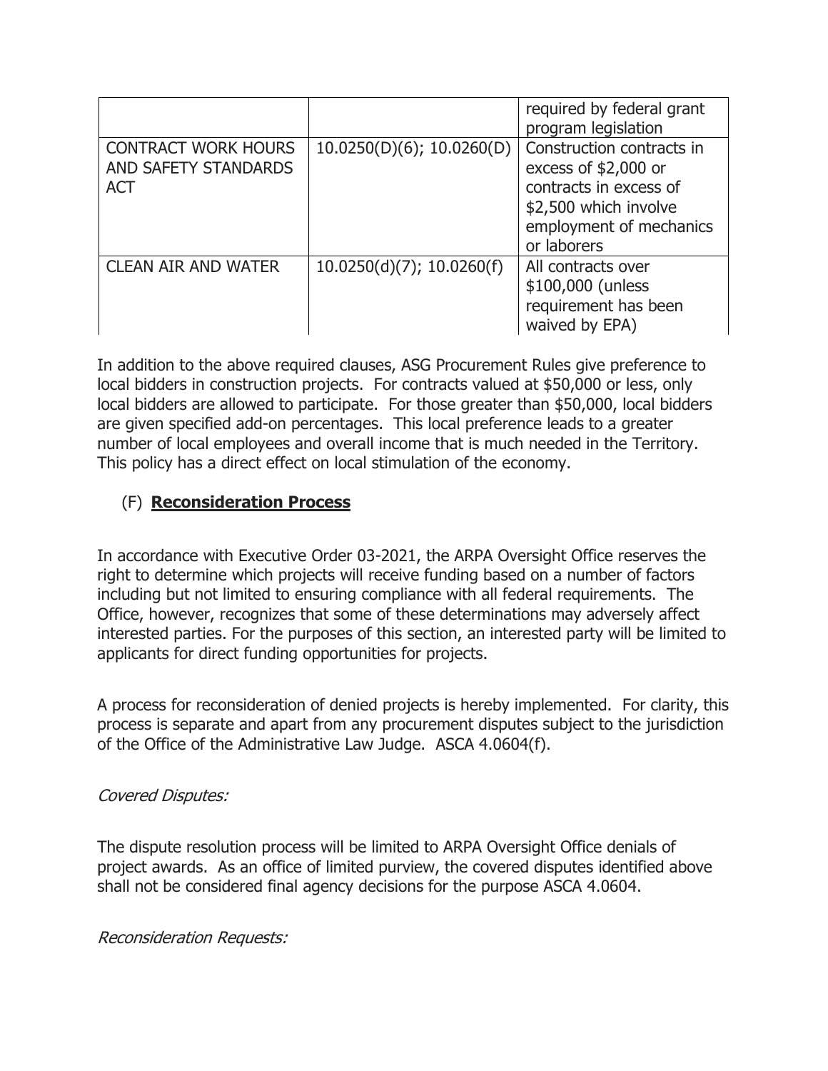| | | |
|---|---|---|
| | | required by federal grant program legislation |
| CONTRACT WORK HOURS AND SAFETY STANDARDS ACT | 10.0250(D)(6); 10.0260(D) | Construction contracts in excess of $2,000 or contracts in excess of $2,500 which involve employment of mechanics or laborers |
| CLEAN AIR AND WATER | 10.0250(d)(7); 10.0260(f) | All contracts over $100,000 (unless requirement has been waived by EPA) |

In addition to the above required clauses, ASG Procurement Rules give preference to local bidders in construction projects. For contracts valued at $50,000 or less, only local bidders are allowed to participate. For those greater than $50,000, local bidders are given specified add-on percentages. This local preference leads to a greater number of local employees and overall income that is much needed in the Territory. This policy has a direct effect on local stimulation of the economy.

## (F) **Reconsideration Process**

In accordance with Executive Order 03-2021, the ARPA Oversight Office reserves the right to determine which projects will receive funding based on a number of factors including but not limited to ensuring compliance with all federal requirements. The Office, however, recognizes that some of these determinations may adversely affect interested parties. For the purposes of this section, an interested party will be limited to applicants for direct funding opportunities for projects.

A process for reconsideration of denied projects is hereby implemented. For clarity, this process is separate and apart from any procurement disputes subject to the jurisdiction of the Office of the Administrative Law Judge. ASCA 4.0604(f).

*Covered Disputes:*

The dispute resolution process will be limited to ARPA Oversight Office denials of project awards. As an office of limited purview, the covered disputes identified above shall not be considered final agency decisions for the purpose ASCA 4.0604.

*Reconsideration Requests:*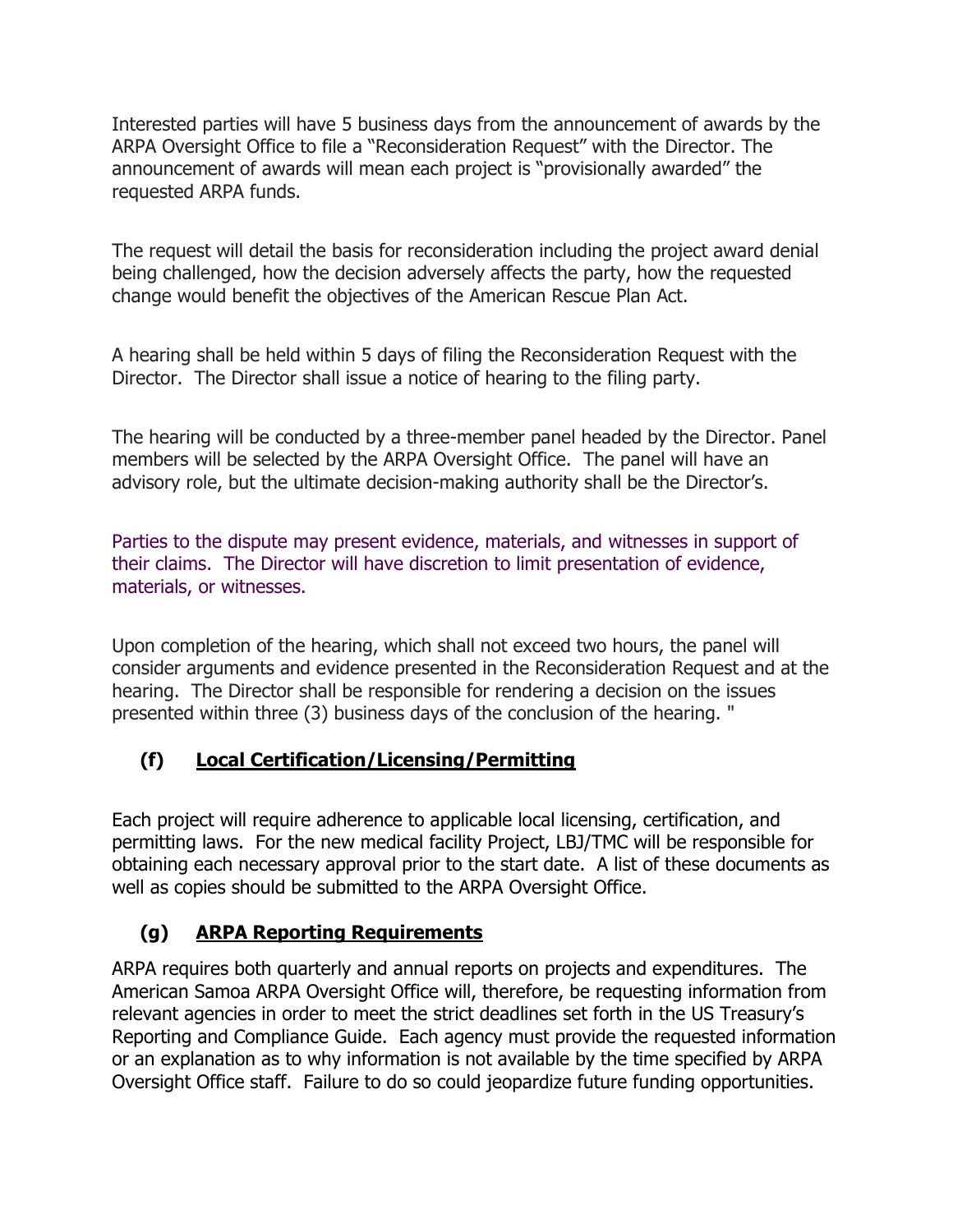Interested parties will have 5 business days from the announcement of awards by the ARPA Oversight Office to file a "Reconsideration Request" with the Director. The announcement of awards will mean each project is "provisionally awarded" the requested ARPA funds.

The request will detail the basis for reconsideration including the project award denial being challenged, how the decision adversely affects the party, how the requested change would benefit the objectives of the American Rescue Plan Act.

A hearing shall be held within 5 days of filing the Reconsideration Request with the Director. The Director shall issue a notice of hearing to the filing party.

The hearing will be conducted by a three-member panel headed by the Director. Panel members will be selected by the ARPA Oversight Office. The panel will have an advisory role, but the ultimate decision-making authority shall be the Director's.

Parties to the dispute may present evidence, materials, and witnesses in support of their claims. The Director will have discretion to limit presentation of evidence, materials, or witnesses.

Upon completion of the hearing, which shall not exceed two hours, the panel will consider arguments and evidence presented in the Reconsideration Request and at the hearing. The Director shall be responsible for rendering a decision on the issues presented within three (3) business days of the conclusion of the hearing. "

### (f) Local Certification/Licensing/Permitting

Each project will require adherence to applicable local licensing, certification, and permitting laws. For the new medical facility Project, LBJ/TMC will be responsible for obtaining each necessary approval prior to the start date. A list of these documents as well as copies should be submitted to the ARPA Oversight Office.

### (g) ARPA Reporting Requirements

ARPA requires both quarterly and annual reports on projects and expenditures. The American Samoa ARPA Oversight Office will, therefore, be requesting information from relevant agencies in order to meet the strict deadlines set forth in the US Treasury's Reporting and Compliance Guide. Each agency must provide the requested information or an explanation as to why information is not available by the time specified by ARPA Oversight Office staff. Failure to do so could jeopardize future funding opportunities.